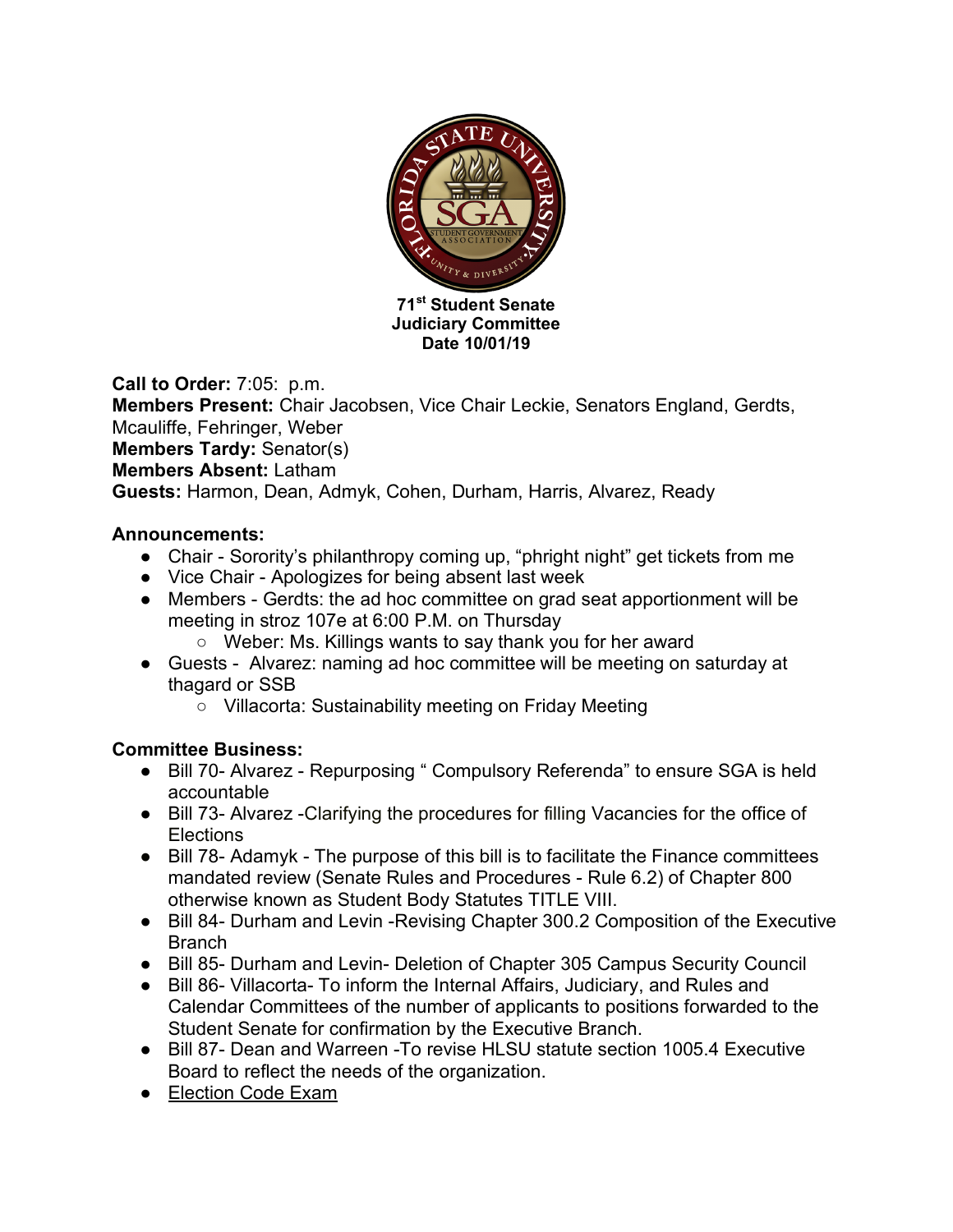**71st Student Senate**
**Judiciary Committee**
**Date 10/01/19**

**Call to Order:** 7:05: p.m.
**Members Present:** Chair Jacobsen, Vice Chair Leckie, Senators England, Gerdts, Mcauliffe, Fehringer, Weber
**Members Tardy:** Senator(s)
**Members Absent:** Latham
**Guests:** Harmon, Dean, Admyk, Cohen, Durham, Harris, Alvarez, Ready

**Announcements:**

- Chair - Sorority's philanthropy coming up, "phright night" get tickets from me
- Vice Chair - Apologizes for being absent last week
- Members - Gerdts: the ad hoc committee on grad seat apportionment will be meeting in stroz 107e at 6:00 P.M. on Thursday
  - Weber: Ms. Killings wants to say thank you for her award
- Guests - Alvarez: naming ad hoc committee will be meeting on saturday at thagard or SSB
  - Villacorta: Sustainability meeting on Friday Meeting

**Committee Business:**

- Bill 70- Alvarez - Repurposing " Compulsory Referenda" to ensure SGA is held accountable
- Bill 73- Alvarez -Clarifying the procedures for filling Vacancies for the office of Elections
- Bill 78- Adamyk - The purpose of this bill is to facilitate the Finance committees mandated review (Senate Rules and Procedures - Rule 6.2) of Chapter 800 otherwise known as Student Body Statutes TITLE VIII.
- Bill 84- Durham and Levin -Revising Chapter 300.2 Composition of the Executive Branch
- Bill 85- Durham and Levin- Deletion of Chapter 305 Campus Security Council
- Bill 86- Villacorta- To inform the Internal Affairs, Judiciary, and Rules and Calendar Committees of the number of applicants to positions forwarded to the Student Senate for confirmation by the Executive Branch.
- Bill 87- Dean and Warreen -To revise HLSU statute section 1005.4 Executive Board to reflect the needs of the organization.
- Election Code Exam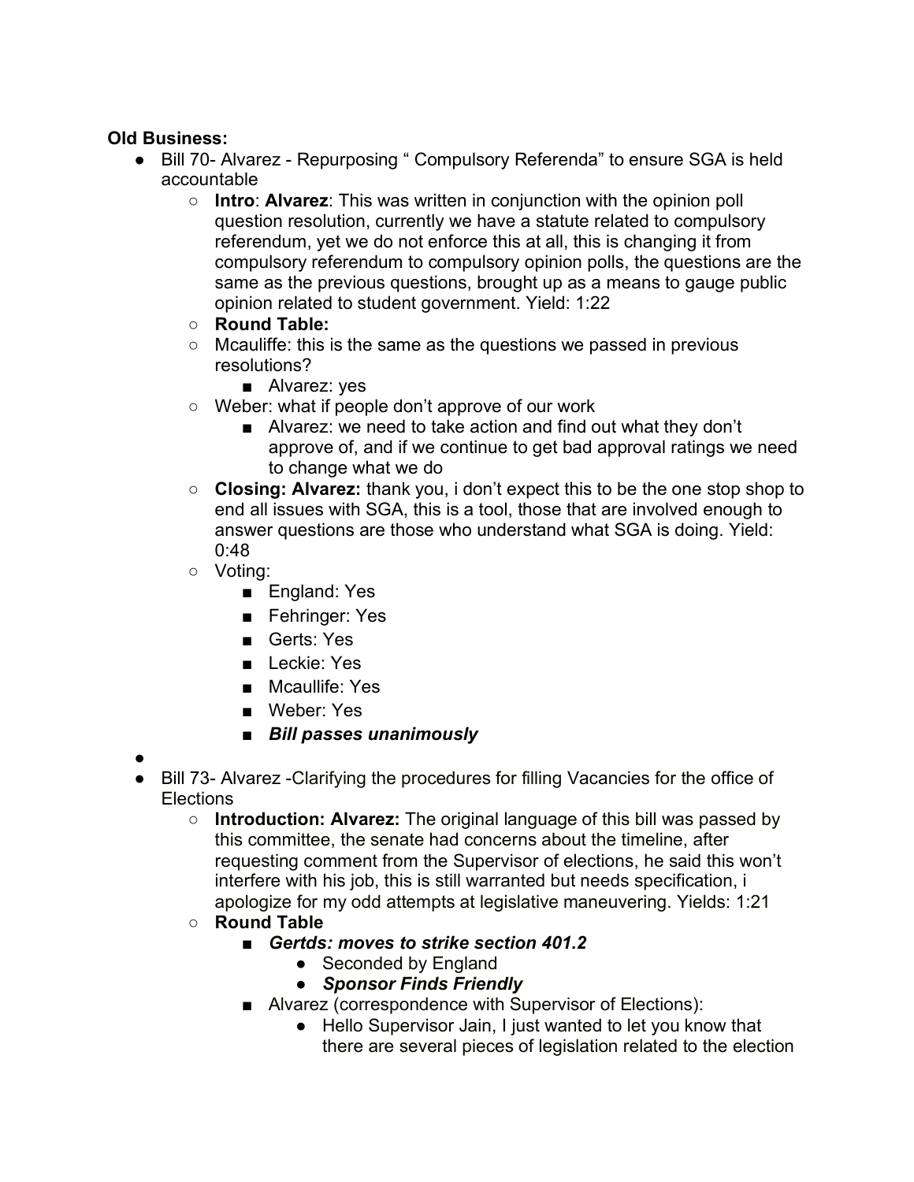**Old Business:**

- Bill 70- Alvarez - Repurposing " Compulsory Referenda" to ensure SGA is held accountable
    - **Intro**: **Alvarez**: This was written in conjunction with the opinion poll question resolution, currently we have a statute related to compulsory referendum, yet we do not enforce this at all, this is changing it from compulsory referendum to compulsory opinion polls, the questions are the same as the previous questions, brought up as a means to gauge public opinion related to student government. Yield: 1:22
    - **Round Table:**
    - Mcauliffe: this is the same as the questions we passed in previous resolutions?
        - Alvarez: yes
    - Weber: what if people don't approve of our work
        - Alvarez: we need to take action and find out what they don't approve of, and if we continue to get bad approval ratings we need to change what we do
    - **Closing: Alvarez:** thank you, i don't expect this to be the one stop shop to end all issues with SGA, this is a tool, those that are involved enough to answer questions are those who understand what SGA is doing. Yield: 0:48
    - Voting:
        - England: Yes
        - Fehringer: Yes
        - Gerts: Yes
        - Leckie: Yes
        - Mcaullife: Yes
        - Weber: Yes
        - ***Bill passes unanimously***
- 
- Bill 73- Alvarez -Clarifying the procedures for filling Vacancies for the office of Elections
    - **Introduction: Alvarez:** The original language of this bill was passed by this committee, the senate had concerns about the timeline, after requesting comment from the Supervisor of elections, he said this won't interfere with his job, this is still warranted but needs specification, i apologize for my odd attempts at legislative maneuvering. Yields: 1:21
    - **Round Table**
        - ***Gertds: moves to strike section 401.2***
            - Seconded by England
            - ***Sponsor Finds Friendly***
        - Alvarez (correspondence with Supervisor of Elections):
            - Hello Supervisor Jain, I just wanted to let you know that there are several pieces of legislation related to the election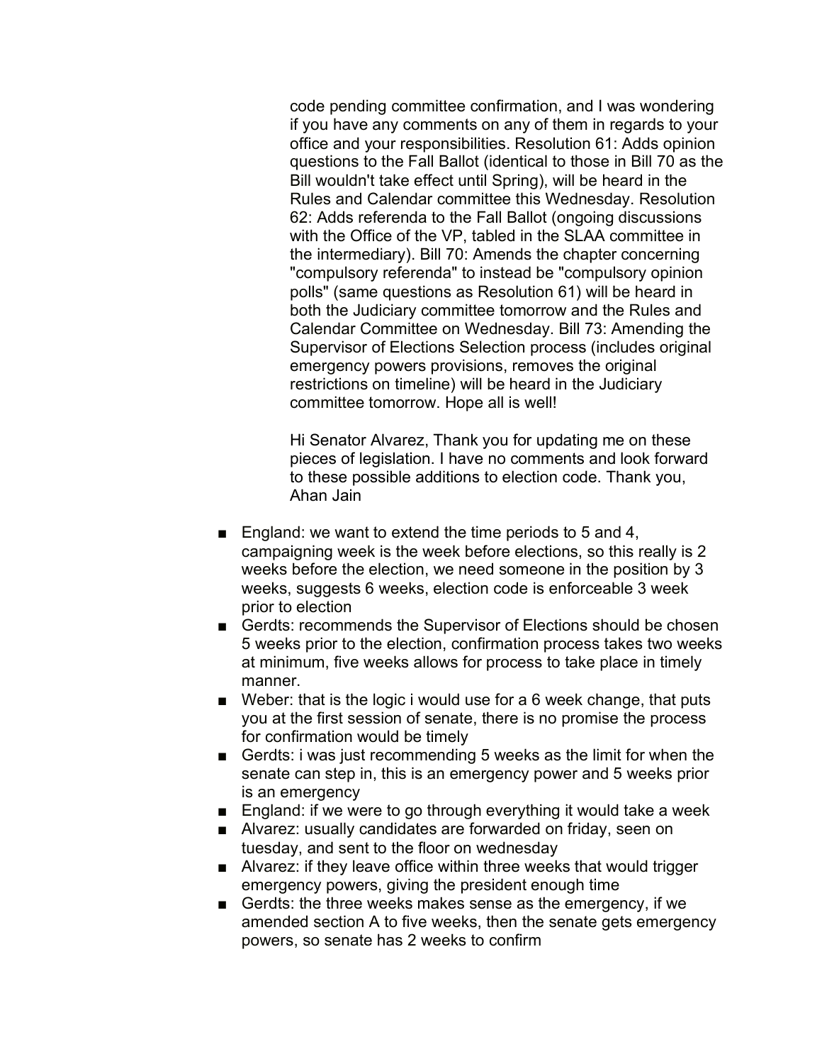code pending committee confirmation, and I was wondering if you have any comments on any of them in regards to your office and your responsibilities. Resolution 61: Adds opinion questions to the Fall Ballot (identical to those in Bill 70 as the Bill wouldn't take effect until Spring), will be heard in the Rules and Calendar committee this Wednesday. Resolution 62: Adds referenda to the Fall Ballot (ongoing discussions with the Office of the VP, tabled in the SLAA committee in the intermediary). Bill 70: Amends the chapter concerning "compulsory referenda" to instead be "compulsory opinion polls" (same questions as Resolution 61) will be heard in both the Judiciary committee tomorrow and the Rules and Calendar Committee on Wednesday. Bill 73: Amending the Supervisor of Elections Selection process (includes original emergency powers provisions, removes the original restrictions on timeline) will be heard in the Judiciary committee tomorrow. Hope all is well!

Hi Senator Alvarez, Thank you for updating me on these pieces of legislation. I have no comments and look forward to these possible additions to election code. Thank you, Ahan Jain

- England: we want to extend the time periods to 5 and 4, campaigning week is the week before elections, so this really is 2 weeks before the election, we need someone in the position by 3 weeks, suggests 6 weeks, election code is enforceable 3 week prior to election
- Gerdts: recommends the Supervisor of Elections should be chosen 5 weeks prior to the election, confirmation process takes two weeks at minimum, five weeks allows for process to take place in timely manner.
- Weber: that is the logic i would use for a 6 week change, that puts you at the first session of senate, there is no promise the process for confirmation would be timely
- Gerdts: i was just recommending 5 weeks as the limit for when the senate can step in, this is an emergency power and 5 weeks prior is an emergency
- England: if we were to go through everything it would take a week
- Alvarez: usually candidates are forwarded on friday, seen on tuesday, and sent to the floor on wednesday
- Alvarez: if they leave office within three weeks that would trigger emergency powers, giving the president enough time
- Gerdts: the three weeks makes sense as the emergency, if we amended section A to five weeks, then the senate gets emergency powers, so senate has 2 weeks to confirm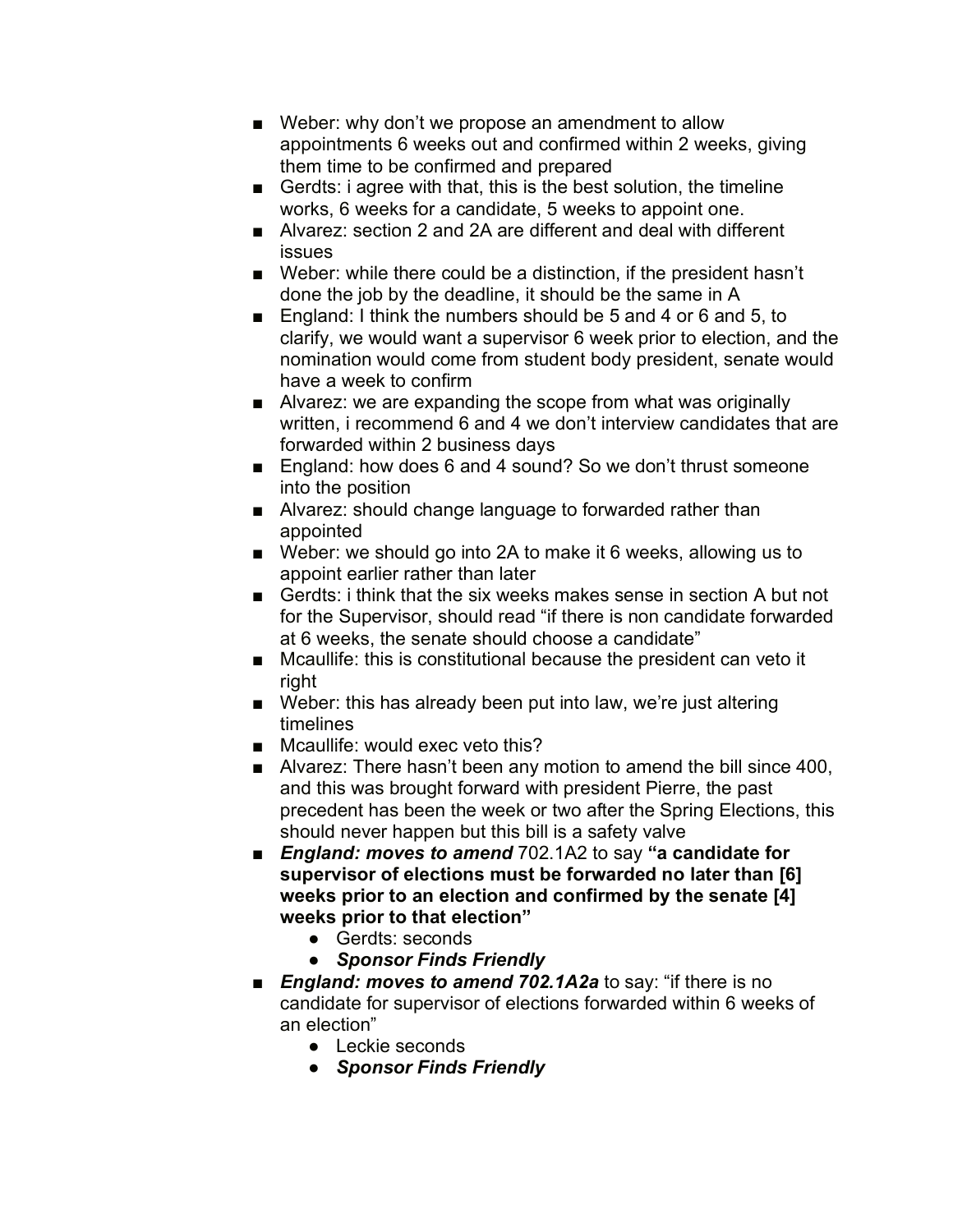- Weber: why don't we propose an amendment to allow appointments 6 weeks out and confirmed within 2 weeks, giving them time to be confirmed and prepared
- Gerdts: i agree with that, this is the best solution, the timeline works, 6 weeks for a candidate, 5 weeks to appoint one.
- Alvarez: section 2 and 2A are different and deal with different issues
- Weber: while there could be a distinction, if the president hasn't done the job by the deadline, it should be the same in A
- England: I think the numbers should be 5 and 4 or 6 and 5, to clarify, we would want a supervisor 6 week prior to election, and the nomination would come from student body president, senate would have a week to confirm
- Alvarez: we are expanding the scope from what was originally written, i recommend 6 and 4 we don't interview candidates that are forwarded within 2 business days
- England: how does 6 and 4 sound? So we don't thrust someone into the position
- Alvarez: should change language to forwarded rather than appointed
- Weber: we should go into 2A to make it 6 weeks, allowing us to appoint earlier rather than later
- Gerdts: i think that the six weeks makes sense in section A but not for the Supervisor, should read "if there is non candidate forwarded at 6 weeks, the senate should choose a candidate"
- Mcaullife: this is constitutional because the president can veto it right
- Weber: this has already been put into law, we're just altering timelines
- Mcaullife: would exec veto this?
- Alvarez: There hasn't been any motion to amend the bill since 400, and this was brought forward with president Pierre, the past precedent has been the week or two after the Spring Elections, this should never happen but this bill is a safety valve
- ***England: moves to amend*** 702.1A2 to say **"a candidate for supervisor of elections must be forwarded no later than [6] weeks prior to an election and confirmed by the senate [4] weeks prior to that election"**
  - Gerdts: seconds
  - ***Sponsor Finds Friendly***
- ***England: moves to amend 702.1A2a*** to say: "if there is no candidate for supervisor of elections forwarded within 6 weeks of an election"
  - Leckie seconds
  - ***Sponsor Finds Friendly***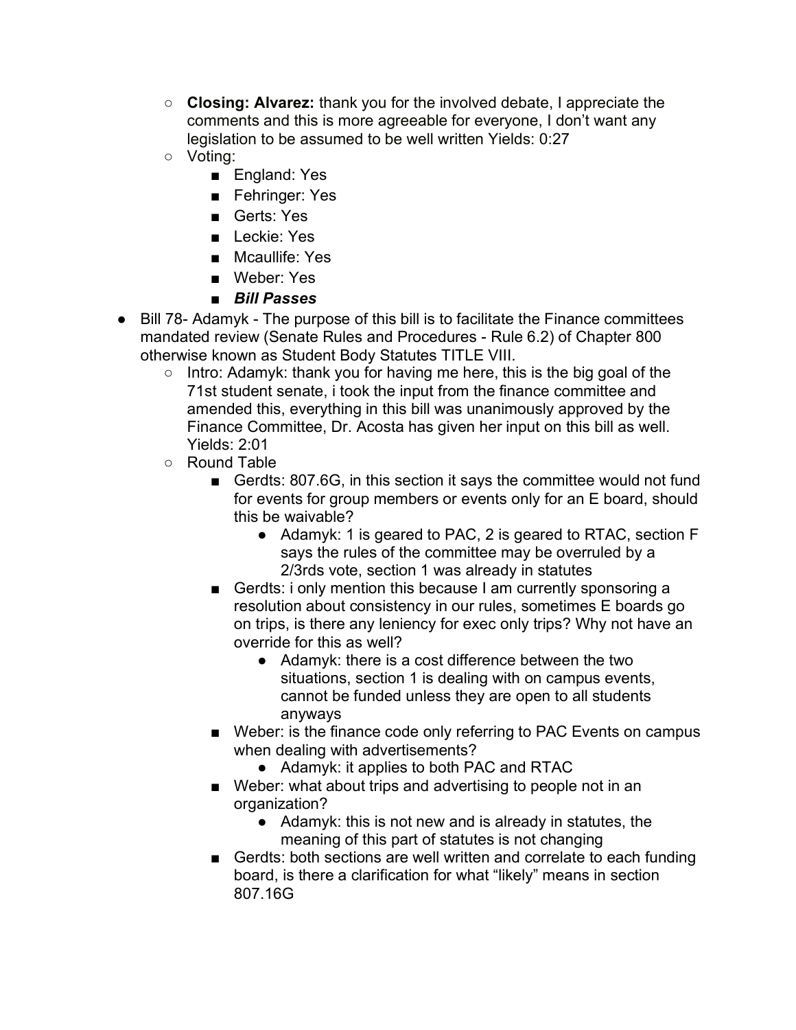- **Closing: Alvarez:** thank you for the involved debate, I appreciate the comments and this is more agreeable for everyone, I don't want any legislation to be assumed to be well written Yields: 0:27
- Voting:
  - England: Yes
  - Fehringer: Yes
  - Gerts: Yes
  - Leckie: Yes
  - Mcaullife: Yes
  - Weber: Yes
  - ***Bill Passes***

- Bill 78- Adamyk - The purpose of this bill is to facilitate the Finance committees mandated review (Senate Rules and Procedures - Rule 6.2) of Chapter 800 otherwise known as Student Body Statutes TITLE VIII.
  - Intro: Adamyk: thank you for having me here, this is the big goal of the 71st student senate, i took the input from the finance committee and amended this, everything in this bill was unanimously approved by the Finance Committee, Dr. Acosta has given her input on this bill as well. Yields: 2:01
  - Round Table
    - Gerdts: 807.6G, in this section it says the committee would not fund for events for group members or events only for an E board, should this be waivable?
      - Adamyk: 1 is geared to PAC, 2 is geared to RTAC, section F says the rules of the committee may be overruled by a 2/3rds vote, section 1 was already in statutes
    - Gerdts: i only mention this because I am currently sponsoring a resolution about consistency in our rules, sometimes E boards go on trips, is there any leniency for exec only trips? Why not have an override for this as well?
      - Adamyk: there is a cost difference between the two situations, section 1 is dealing with on campus events, cannot be funded unless they are open to all students anyways
    - Weber: is the finance code only referring to PAC Events on campus when dealing with advertisements?
      - Adamyk: it applies to both PAC and RTAC
    - Weber: what about trips and advertising to people not in an organization?
      - Adamyk: this is not new and is already in statutes, the meaning of this part of statutes is not changing
    - Gerdts: both sections are well written and correlate to each funding board, is there a clarification for what "likely" means in section 807.16G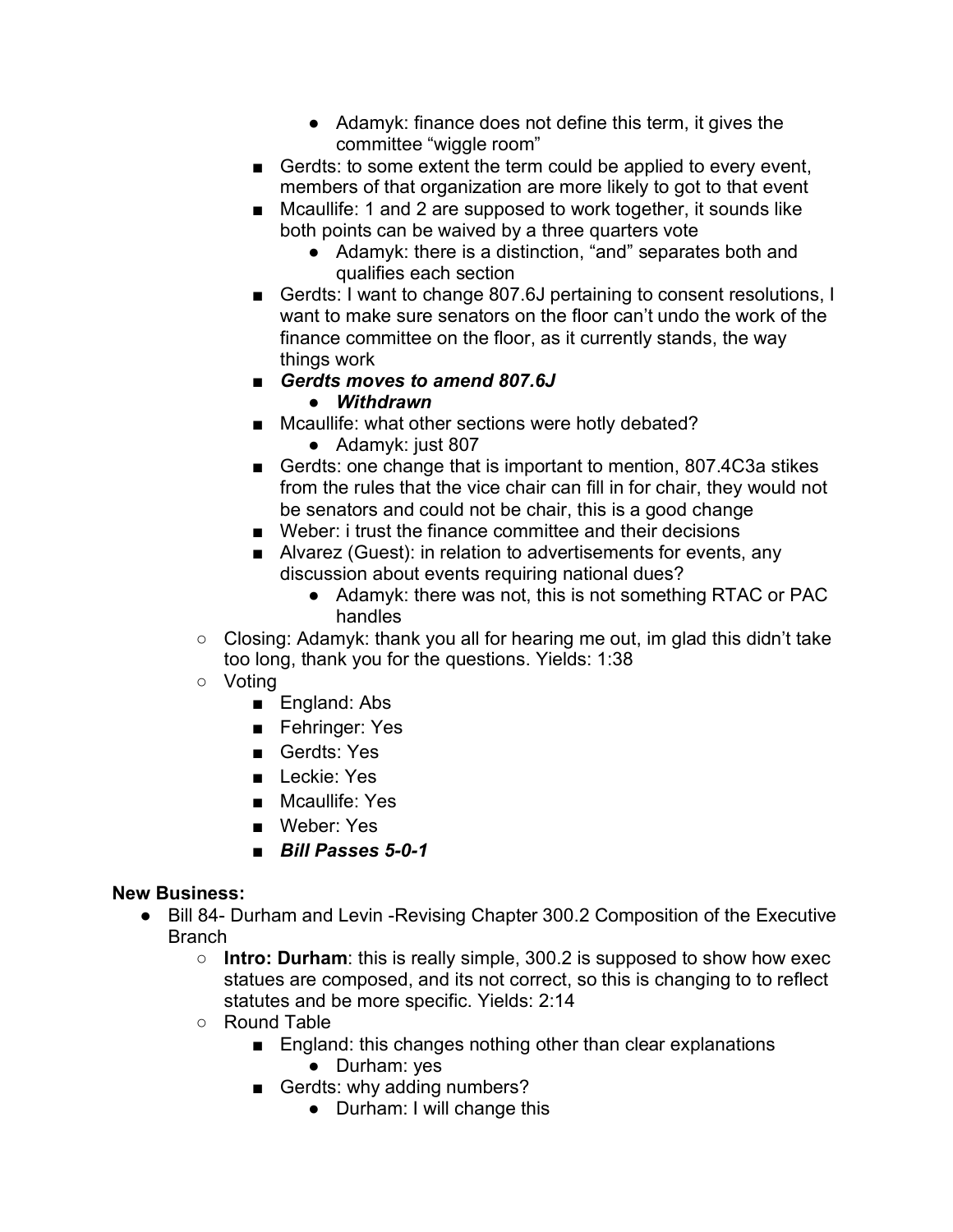- Adamyk: finance does not define this term, it gives the committee "wiggle room"
      - Gerdts: to some extent the term could be applied to every event, members of that organization are more likely to got to that event
      - Mcaullife: 1 and 2 are supposed to work together, it sounds like both points can be waived by a three quarters vote
        - Adamyk: there is a distinction, "and" separates both and qualifies each section
      - Gerdts: I want to change 807.6J pertaining to consent resolutions, I want to make sure senators on the floor can't undo the work of the finance committee on the floor, as it currently stands, the way things work
      - ***Gerdts moves to amend 807.6J***
        - ***Withdrawn***
      - Mcaullife: what other sections were hotly debated?
        - Adamyk: just 807
      - Gerdts: one change that is important to mention, 807.4C3a stikes from the rules that the vice chair can fill in for chair, they would not be senators and could not be chair, this is a good change
      - Weber: i trust the finance committee and their decisions
      - Alvarez (Guest): in relation to advertisements for events, any discussion about events requiring national dues?
        - Adamyk: there was not, this is not something RTAC or PAC handles
  - Closing: Adamyk: thank you all for hearing me out, im glad this didn't take too long, thank you for the questions. Yields: 1:38
  - Voting
    - England: Abs
    - Fehringer: Yes
    - Gerdts: Yes
    - Leckie: Yes
    - Mcaullife: Yes
    - Weber: Yes
    - ***Bill Passes 5-0-1***

**New Business:**

- Bill 84- Durham and Levin -Revising Chapter 300.2 Composition of the Executive Branch
  - **Intro: Durham**: this is really simple, 300.2 is supposed to show how exec statues are composed, and its not correct, so this is changing to to reflect statutes and be more specific. Yields: 2:14
  - Round Table
    - England: this changes nothing other than clear explanations
      - Durham: yes
    - Gerdts: why adding numbers?
      - Durham: I will change this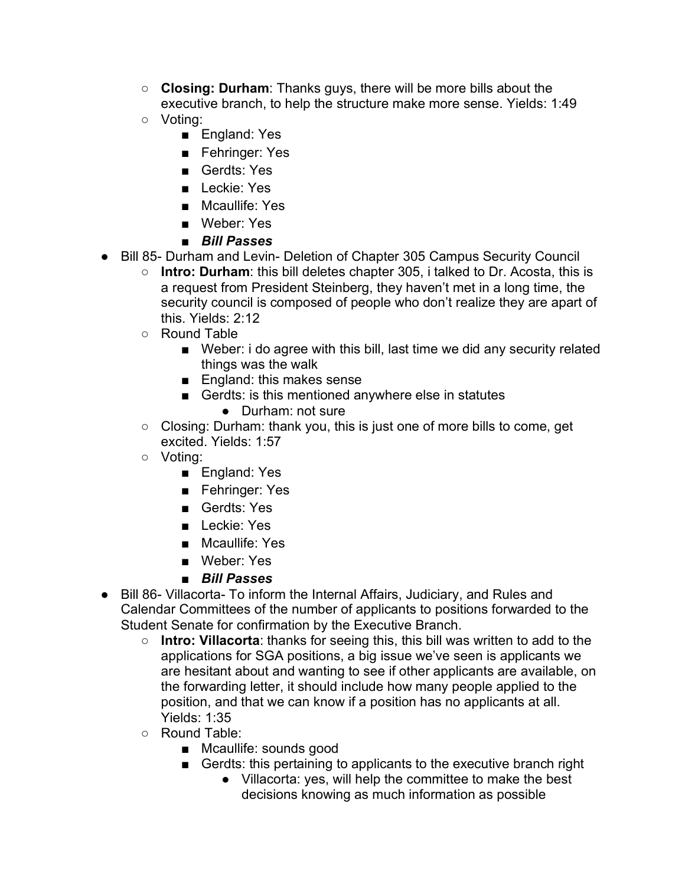- **Closing: Durham**: Thanks guys, there will be more bills about the executive branch, to help the structure make more sense. Yields: 1:49
- Voting:
  - England: Yes
  - Fehringer: Yes
  - Gerdts: Yes
  - Leckie: Yes
  - Mcaullife: Yes
  - Weber: Yes
  - ***Bill Passes***

- Bill 85- Durham and Levin- Deletion of Chapter 305 Campus Security Council
  - **Intro: Durham**: this bill deletes chapter 305, i talked to Dr. Acosta, this is a request from President Steinberg, they haven't met in a long time, the security council is composed of people who don't realize they are apart of this. Yields: 2:12
  - Round Table
    - Weber: i do agree with this bill, last time we did any security related things was the walk
    - England: this makes sense
    - Gerdts: is this mentioned anywhere else in statutes
      - Durham: not sure
  - Closing: Durham: thank you, this is just one of more bills to come, get excited. Yields: 1:57
  - Voting:
    - England: Yes
    - Fehringer: Yes
    - Gerdts: Yes
    - Leckie: Yes
    - Mcaullife: Yes
    - Weber: Yes
    - ***Bill Passes***

- Bill 86- Villacorta- To inform the Internal Affairs, Judiciary, and Rules and Calendar Committees of the number of applicants to positions forwarded to the Student Senate for confirmation by the Executive Branch.
  - **Intro: Villacorta**: thanks for seeing this, this bill was written to add to the applications for SGA positions, a big issue we've seen is applicants we are hesitant about and wanting to see if other applicants are available, on the forwarding letter, it should include how many people applied to the position, and that we can know if a position has no applicants at all. Yields: 1:35
  - Round Table:
    - Mcaullife: sounds good
    - Gerdts: this pertaining to applicants to the executive branch right
      - Villacorta: yes, will help the committee to make the best decisions knowing as much information as possible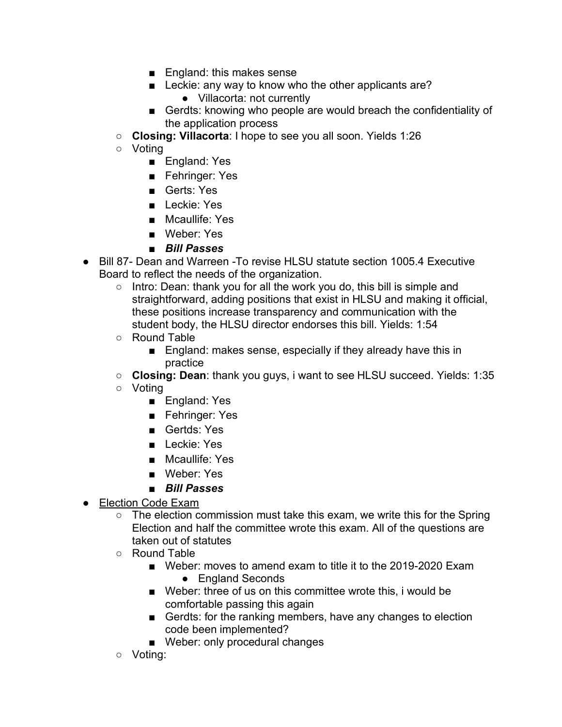- England: this makes sense
        - Leckie: any way to know who the other applicants are?
            - Villacorta: not currently
        - Gerdts: knowing who people are would breach the confidentiality of the application process
    - **Closing: Villacorta**: I hope to see you all soon. Yields 1:26
    - Voting
        - England: Yes
        - Fehringer: Yes
        - Gerts: Yes
        - Leckie: Yes
        - Mcaullife: Yes
        - Weber: Yes
        - ***Bill Passes***
- Bill 87- Dean and Warreen -To revise HLSU statute section 1005.4 Executive Board to reflect the needs of the organization.
    - Intro: Dean: thank you for all the work you do, this bill is simple and straightforward, adding positions that exist in HLSU and making it official, these positions increase transparency and communication with the student body, the HLSU director endorses this bill. Yields: 1:54
    - Round Table
        - England: makes sense, especially if they already have this in practice
    - **Closing: Dean**: thank you guys, i want to see HLSU succeed. Yields: 1:35
    - Voting
        - England: Yes
        - Fehringer: Yes
        - Gertds: Yes
        - Leckie: Yes
        - Mcaullife: Yes
        - Weber: Yes
        - ***Bill Passes***
- <u>Election Code Exam</u>
    - The election commission must take this exam, we write this for the Spring Election and half the committee wrote this exam. All of the questions are taken out of statutes
    - Round Table
        - Weber: moves to amend exam to title it to the 2019-2020 Exam
            - England Seconds
        - Weber: three of us on this committee wrote this, i would be comfortable passing this again
        - Gerdts: for the ranking members, have any changes to election code been implemented?
        - Weber: only procedural changes
    - Voting: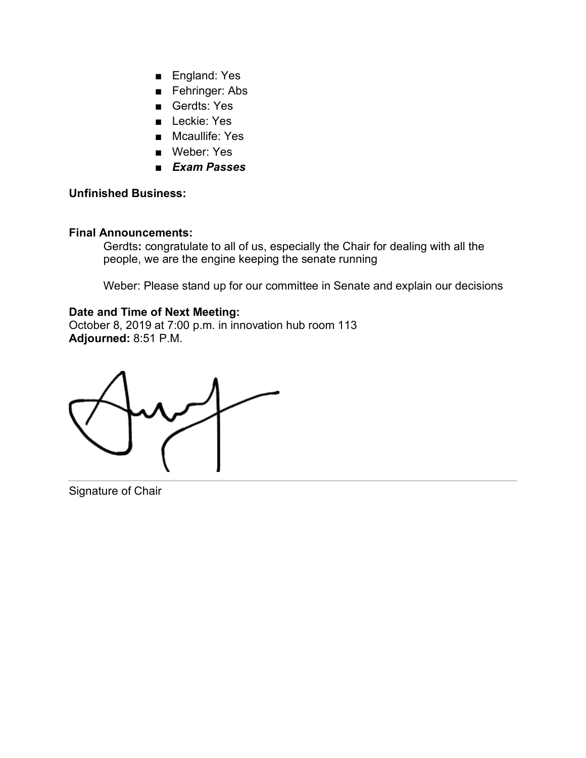- England: Yes
- Fehringer: Abs
- Gerdts: Yes
- Leckie: Yes
- Mcaullife: Yes
- Weber: Yes
- ***Exam Passes***

**Unfinished Business:**

**Final Announcements:**

Gerdts**:** congratulate to all of us, especially the Chair for dealing with all the people, we are the engine keeping the senate running

Weber: Please stand up for our committee in Senate and explain our decisions

**Date and Time of Next Meeting:**
October 8, 2019 at 7:00 p.m. in innovation hub room 113
**Adjourned:** 8:51 P.M.

Signature of Chair